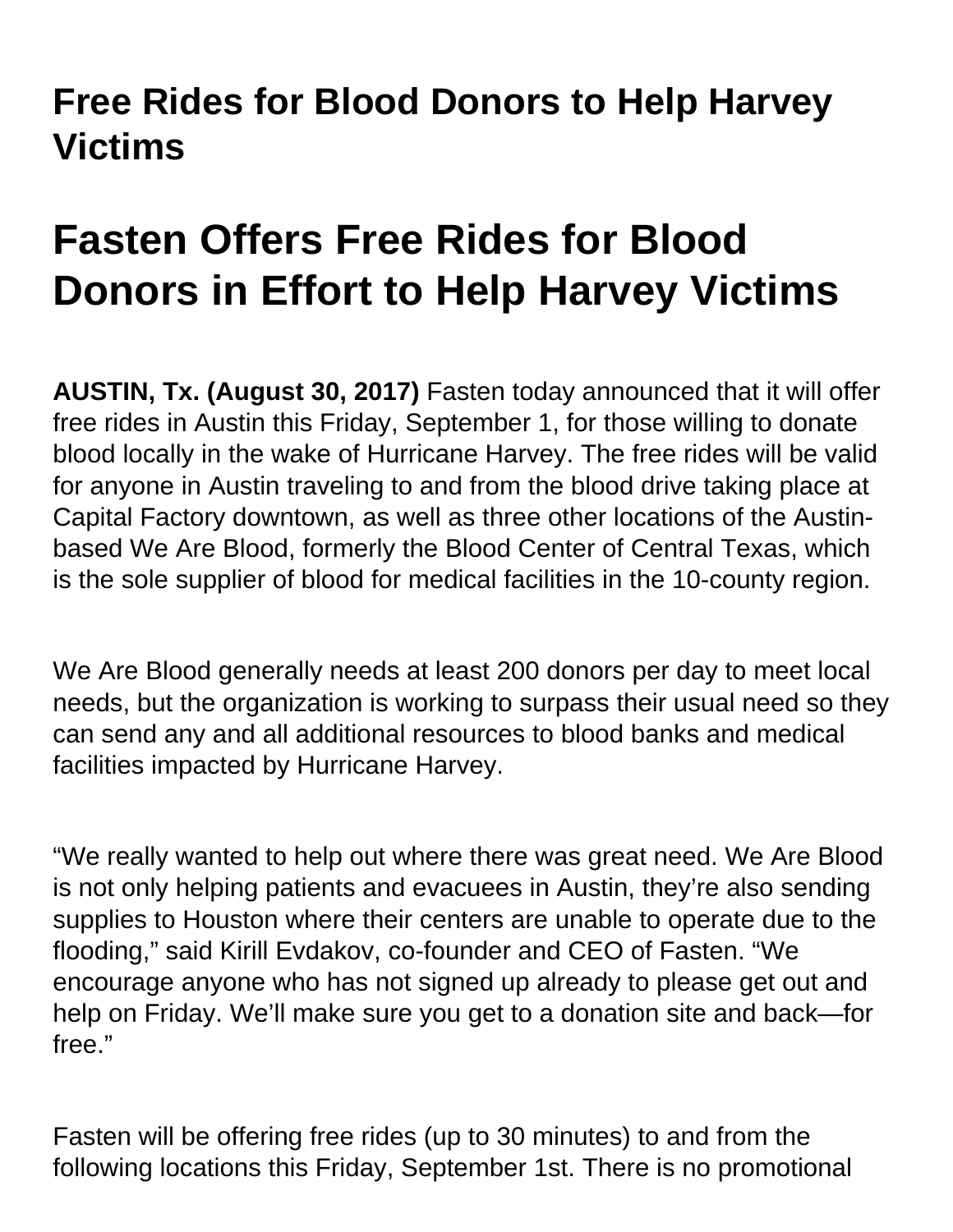# Free Rides for Blood Donors to Help Harvey Victims

# Fasten Offers Free Rides for Blood Donors in Effort to Help Harvey Victims

**AUSTIN, Tx. (August 30, 2017)** Fasten today announced that it will offer free rides in Austin this Friday, September 1, for those willing to donate blood locally in the wake of Hurricane Harvey. The free rides will be valid for anyone in Austin traveling to and from the blood drive taking place at Capital Factory downtown, as well as three other locations of the Austin-based We Are Blood, formerly the Blood Center of Central Texas, which is the sole supplier of blood for medical facilities in the 10-county region.

We Are Blood generally needs at least 200 donors per day to meet local needs, but the organization is working to surpass their usual need so they can send any and all additional resources to blood banks and medical facilities impacted by Hurricane Harvey.

“We really wanted to help out where there was great need. We Are Blood is not only helping patients and evacuees in Austin, they’re also sending supplies to Houston where their centers are unable to operate due to the flooding,” said Kirill Evdakov, co-founder and CEO of Fasten. “We encourage anyone who has not signed up already to please get out and help on Friday. We’ll make sure you get to a donation site and back—for free.”

Fasten will be offering free rides (up to 30 minutes) to and from the following locations this Friday, September 1st. There is no promotional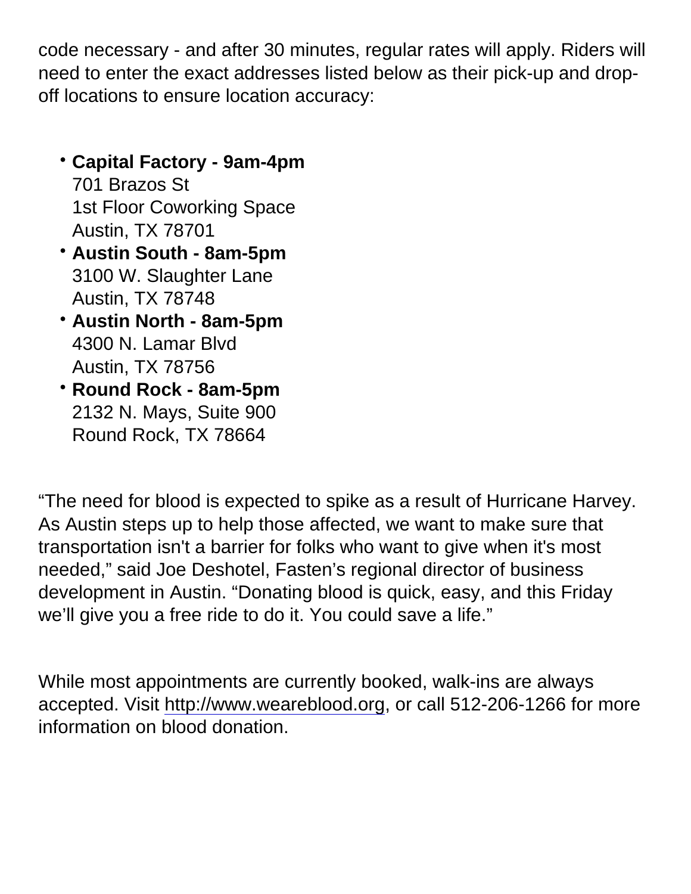code necessary - and after 30 minutes, regular rates will apply. Riders will need to enter the exact addresses listed below as their pick-up and drop-off locations to ensure location accuracy:

- **Capital Factory - 9am-4pm**
  701 Brazos St
  1st Floor Coworking Space
  Austin, TX 78701
- **Austin South - 8am-5pm**
  3100 W. Slaughter Lane
  Austin, TX 78748
- **Austin North - 8am-5pm**
  4300 N. Lamar Blvd
  Austin, TX 78756
- **Round Rock - 8am-5pm**
  2132 N. Mays, Suite 900
  Round Rock, TX 78664

"The need for blood is expected to spike as a result of Hurricane Harvey. As Austin steps up to help those affected, we want to make sure that transportation isn't a barrier for folks who want to give when it's most needed," said Joe Deshotel, Fasten's regional director of business development in Austin. "Donating blood is quick, easy, and this Friday we'll give you a free ride to do it. You could save a life."

While most appointments are currently booked, walk-ins are always accepted. Visit http://www.weareblood.org, or call 512-206-1266 for more information on blood donation.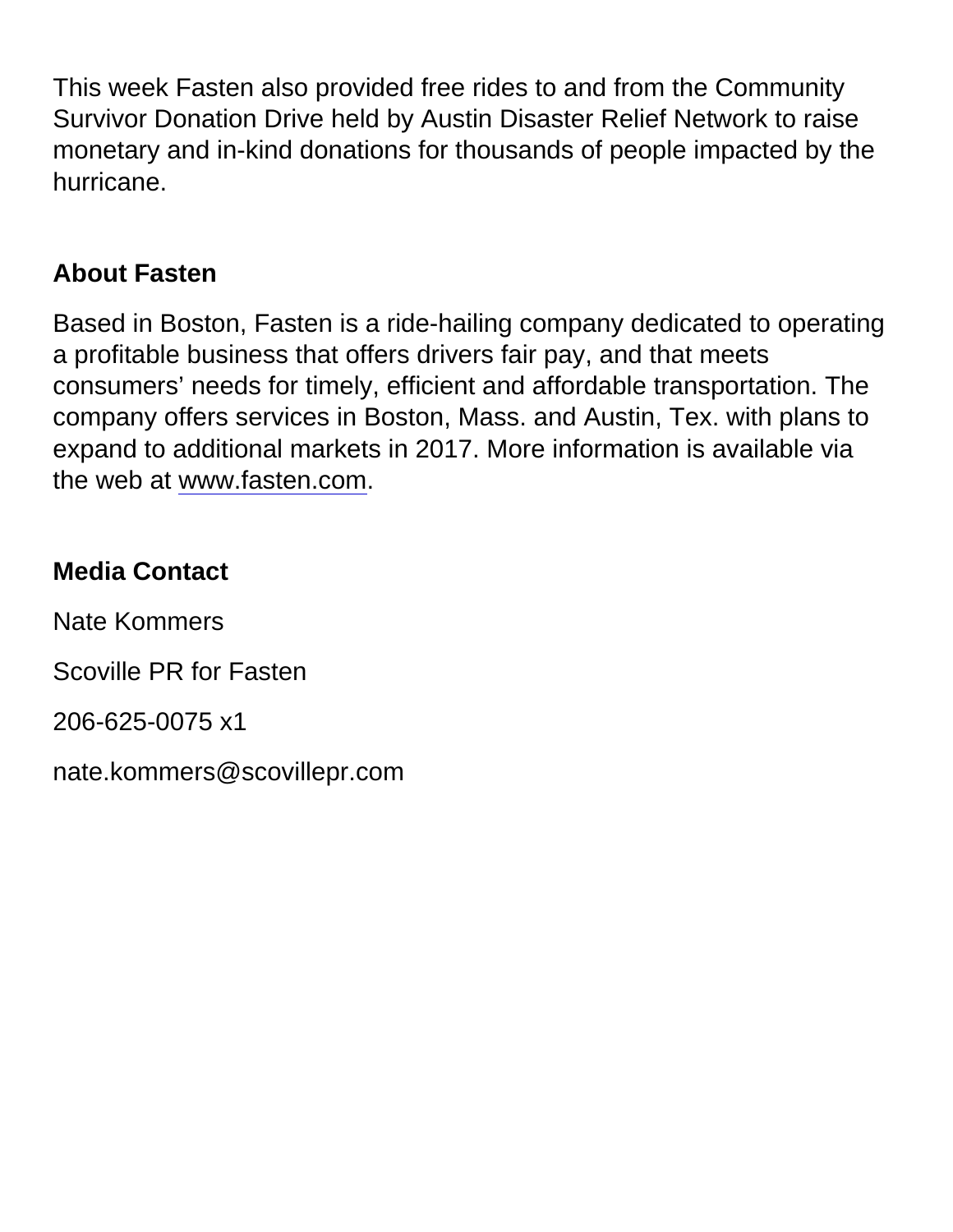This week Fasten also provided free rides to and from the Community Survivor Donation Drive held by Austin Disaster Relief Network to raise monetary and in-kind donations for thousands of people impacted by the hurricane.

**About Fasten**

Based in Boston, Fasten is a ride-hailing company dedicated to operating a profitable business that offers drivers fair pay, and that meets consumers' needs for timely, efficient and affordable transportation. The company offers services in Boston, Mass. and Austin, Tex. with plans to expand to additional markets in 2017. More information is available via the web at www.fasten.com.

**Media Contact**

Nate Kommers

Scoville PR for Fasten

206-625-0075 x1

nate.kommers@scovillepr.com